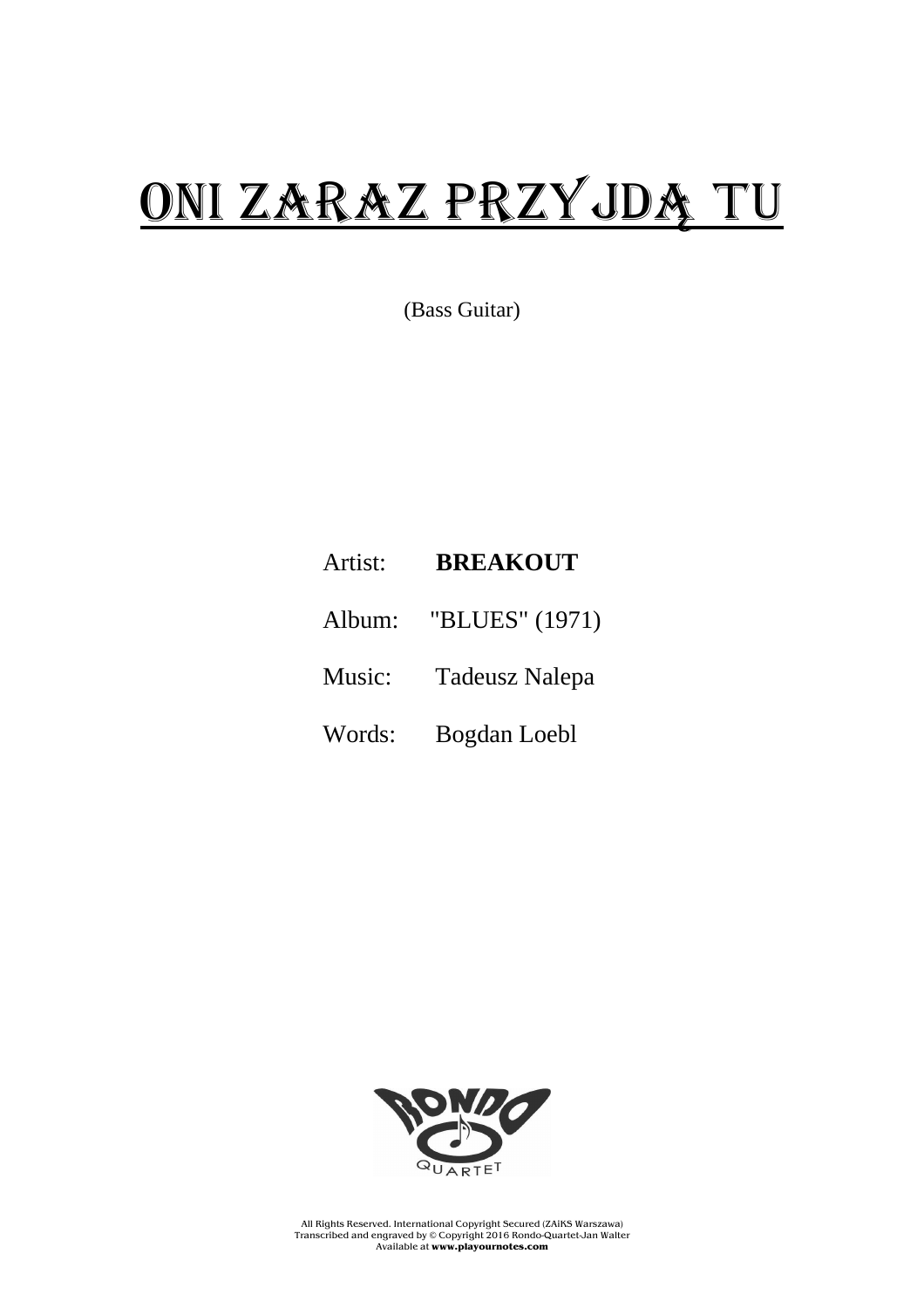# ONI ZARAZ PRZYJDĄ TU

(Bass Guitar)

Artist: **BREAKOUT**

Album: "BLUES" (1971)

Music: Tadeusz Nalepa

Words: Bogdan Loebl

RONDO QUARTET

All Rights Reserved. International Copyright Secured (ZAiKS Warszawa)
Transcribed and engraved by © Copyright 2016 Rondo-Quartet-Jan Walter
Available at **www.playournotes.com**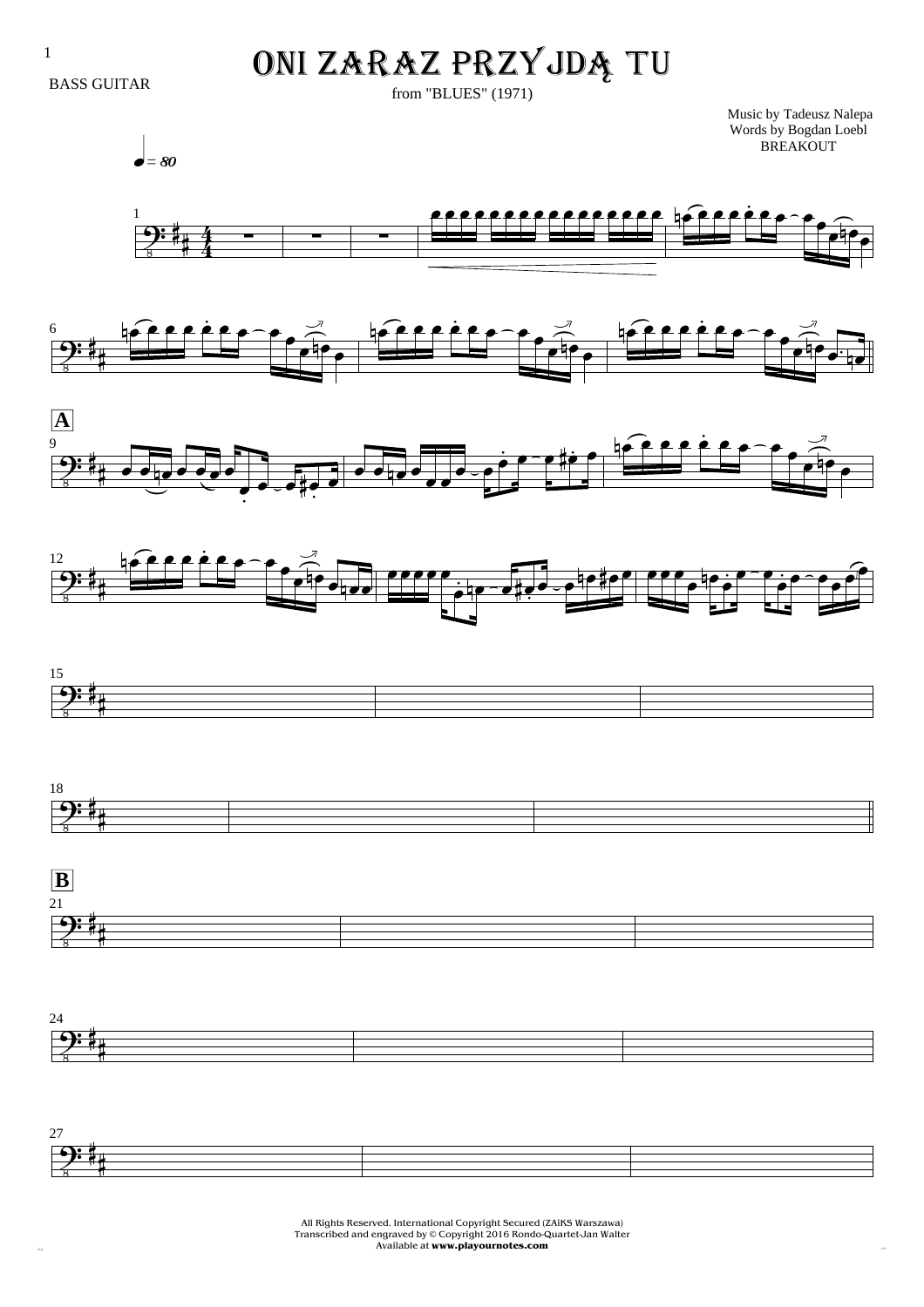BASS GUITAR

# ONI ZARAZ PRZYJDĄ TU

from "BLUES" (1971)

Music by Tadeusz Nalepa
Words by Bogdan Loebl
BREAKOUT

All Rights Reserved. International Copyright Secured (ZAiKS Warszawa)
Transcribed and engraved by © Copyright 2016 Rondo-Quartet-Jan Walter
Available at **www.playournotes.com**